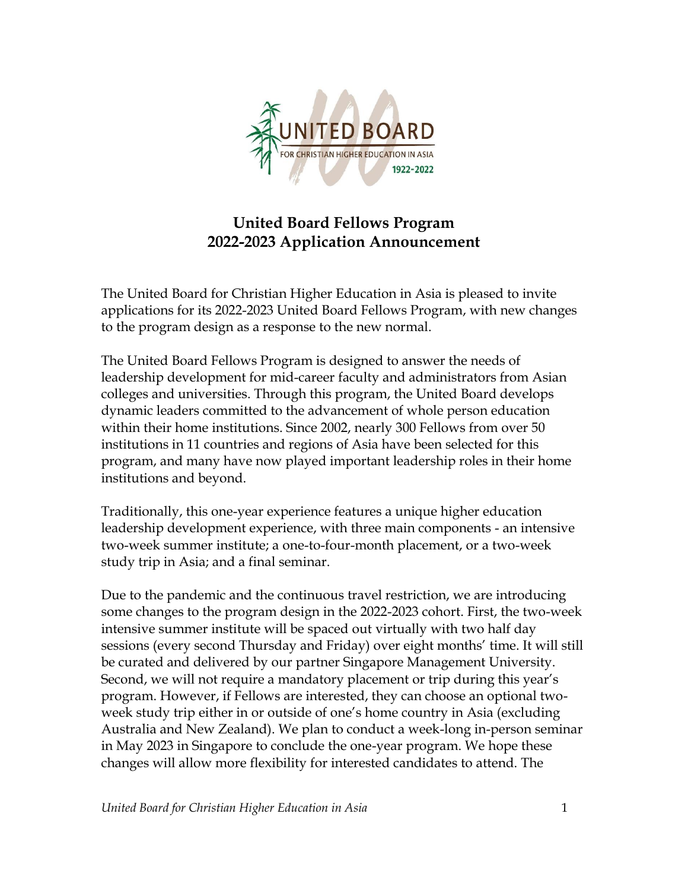# United Board Fellows Program
## 2022-2023 Application Announcement

The United Board for Christian Higher Education in Asia is pleased to invite applications for its 2022-2023 United Board Fellows Program, with new changes to the program design as a response to the new normal.

The United Board Fellows Program is designed to answer the needs of leadership development for mid-career faculty and administrators from Asian colleges and universities. Through this program, the United Board develops dynamic leaders committed to the advancement of whole person education within their home institutions. Since 2002, nearly 300 Fellows from over 50 institutions in 11 countries and regions of Asia have been selected for this program, and many have now played important leadership roles in their home institutions and beyond.

Traditionally, this one-year experience features a unique higher education leadership development experience, with three main components - an intensive two-week summer institute; a one-to-four-month placement, or a two-week study trip in Asia; and a final seminar.

Due to the pandemic and the continuous travel restriction, we are introducing some changes to the program design in the 2022-2023 cohort. First, the two-week intensive summer institute will be spaced out virtually with two half day sessions (every second Thursday and Friday) over eight months' time. It will still be curated and delivered by our partner Singapore Management University. Second, we will not require a mandatory placement or trip during this year's program. However, if Fellows are interested, they can choose an optional two-week study trip either in or outside of one's home country in Asia (excluding Australia and New Zealand). We plan to conduct a week-long in-person seminar in May 2023 in Singapore to conclude the one-year program. We hope these changes will allow more flexibility for interested candidates to attend. The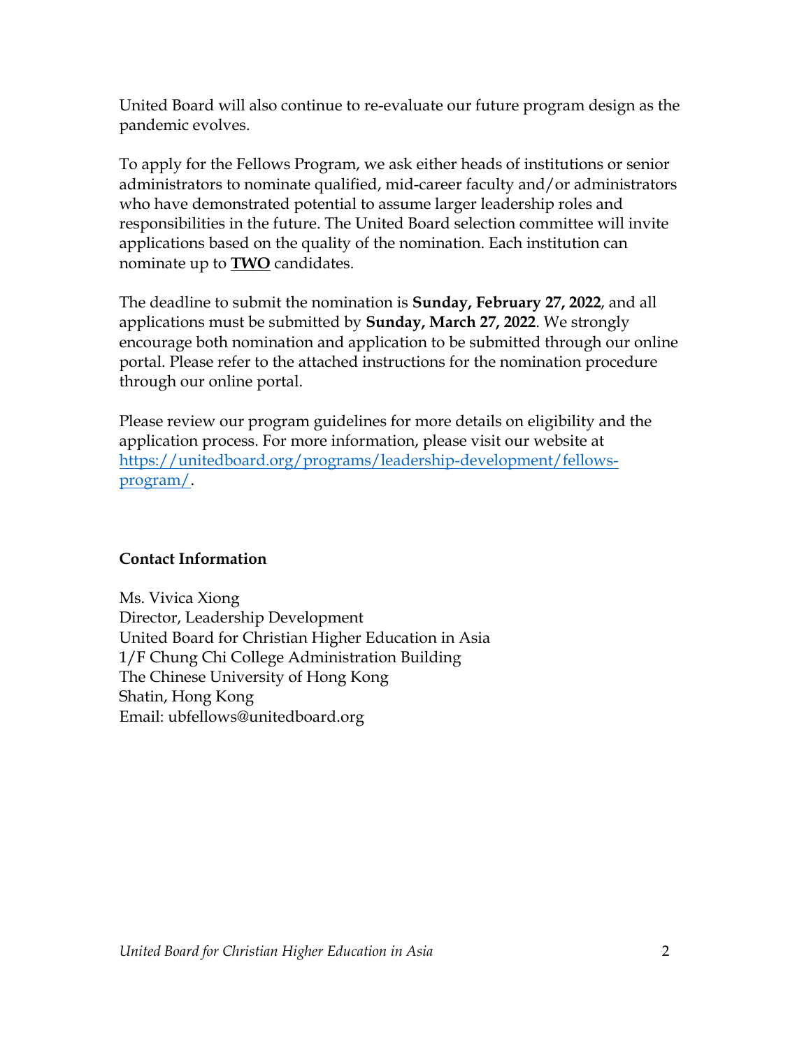United Board will also continue to re-evaluate our future program design as the pandemic evolves.

To apply for the Fellows Program, we ask either heads of institutions or senior administrators to nominate qualified, mid-career faculty and/or administrators who have demonstrated potential to assume larger leadership roles and responsibilities in the future. The United Board selection committee will invite applications based on the quality of the nomination. Each institution can nominate up to **TWO** candidates.

The deadline to submit the nomination is **Sunday, February 27, 2022**, and all applications must be submitted by **Sunday, March 27, 2022**. We strongly encourage both nomination and application to be submitted through our online portal. Please refer to the attached instructions for the nomination procedure through our online portal.

Please review our program guidelines for more details on eligibility and the application process. For more information, please visit our website at [https://unitedboard.org/programs/leadership-development/fellows-program/](https://unitedboard.org/programs/leadership-development/fellows-program/).

**Contact Information**

Ms. Vivica Xiong
Director, Leadership Development
United Board for Christian Higher Education in Asia
1/F Chung Chi College Administration Building
The Chinese University of Hong Kong
Shatin, Hong Kong
Email: ubfellows@unitedboard.org